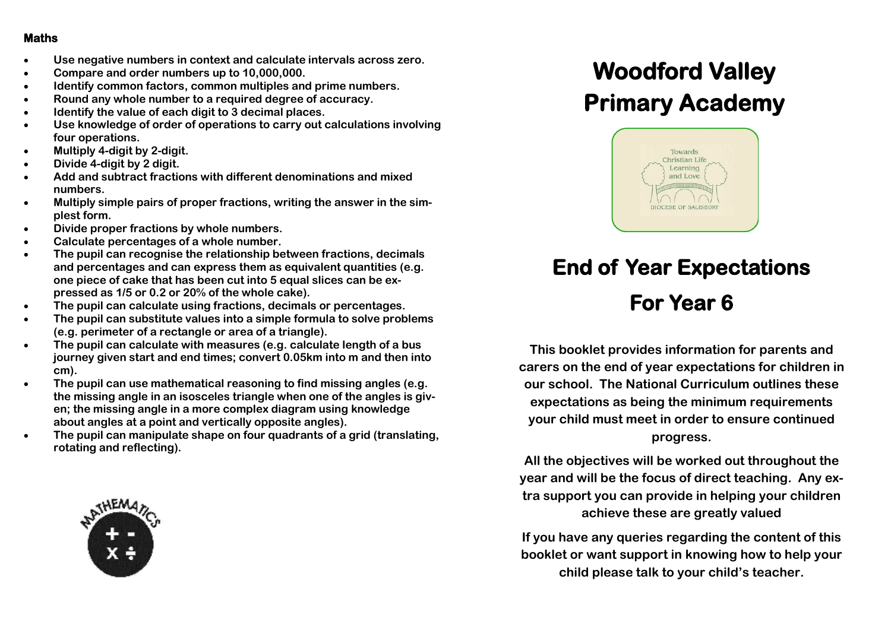**Maths**

- Use negative numbers in context and calculate intervals across zero.
- Compare and order numbers up to 10,000,000.
- Identify common factors, common multiples and prime numbers.
- Round any whole number to a required degree of accuracy.
- Identify the value of each digit to 3 decimal places.
- Use knowledge of order of operations to carry out calculations involving four operations.
- Multiply 4-digit by 2-digit.
- Divide 4-digit by 2 digit.
- Add and subtract fractions with different denominations and mixed numbers.
- Multiply simple pairs of proper fractions, writing the answer in the simplest form.
- Divide proper fractions by whole numbers.
- Calculate percentages of a whole number.
- The pupil can recognise the relationship between fractions, decimals and percentages and can express them as equivalent quantities (e.g. one piece of cake that has been cut into 5 equal slices can be expressed as 1/5 or 0.2 or 20% of the whole cake).
- The pupil can calculate using fractions, decimals or percentages.
- The pupil can substitute values into a simple formula to solve problems (e.g. perimeter of a rectangle or area of a triangle).
- The pupil can calculate with measures (e.g. calculate length of a bus journey given start and end times; convert 0.05km into m and then into cm).
- The pupil can use mathematical reasoning to find missing angles (e.g. the missing angle in an isosceles triangle when one of the angles is given; the missing angle in a more complex diagram using knowledge about angles at a point and vertically opposite angles).
- The pupil can manipulate shape on four quadrants of a grid (translating, rotating and reflecting).

# Woodford Valley Primary Academy

Towards Christian Life Learning and Love

DIOCESE OF SALISBURY

# End of Year Expectations

## For Year 6

**This booklet provides information for parents and carers on the end of year expectations for children in our school. The National Curriculum outlines these expectations as being the minimum requirements your child must meet in order to ensure continued progress.**

**All the objectives will be worked out throughout the year and will be the focus of direct teaching. Any extra support you can provide in helping your children achieve these are greatly valued**

**If you have any queries regarding the content of this booklet or want support in knowing how to help your child please talk to your child's teacher.**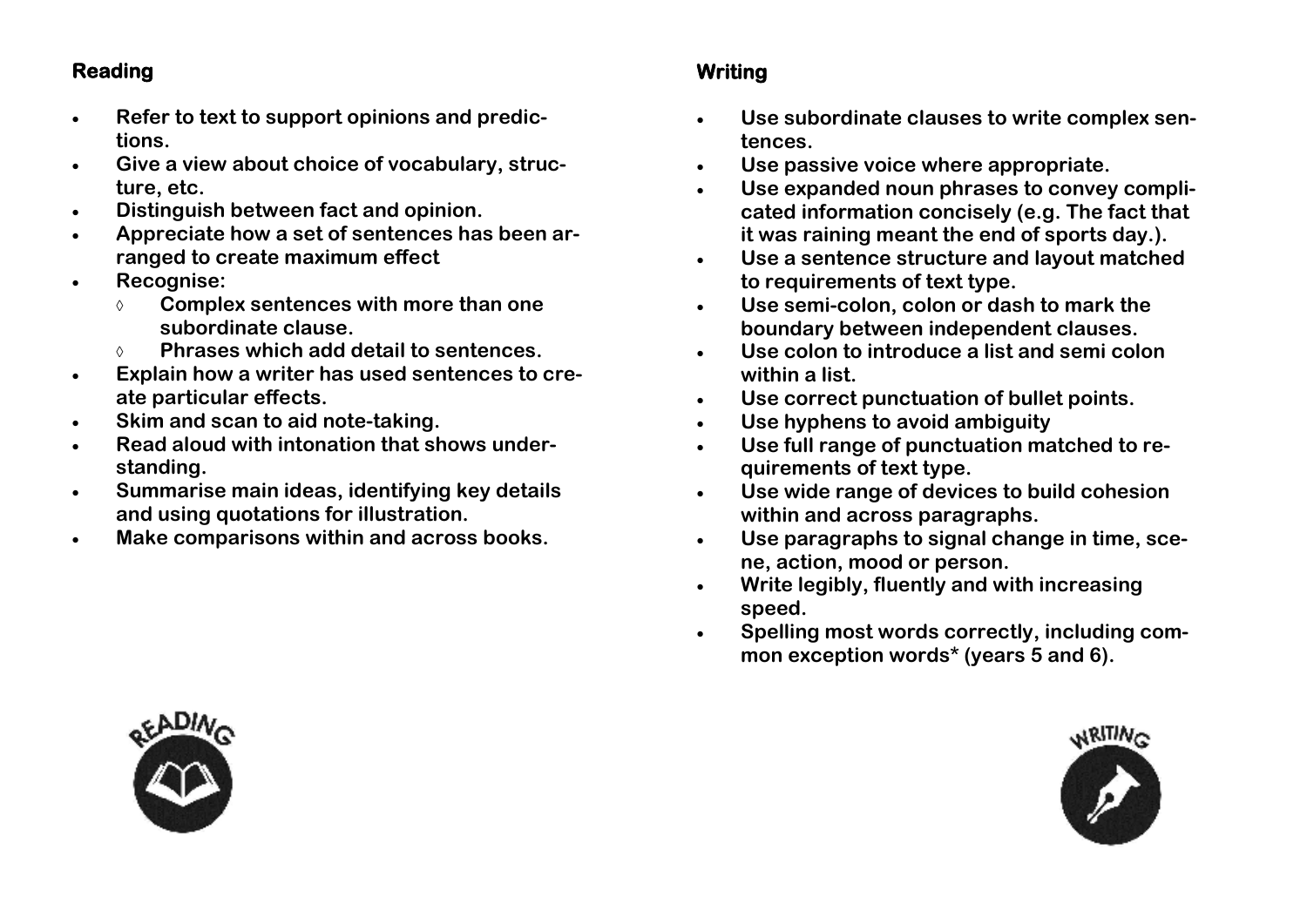## Reading

- Refer to text to support opinions and predictions.
- Give a view about choice of vocabulary, structure, etc.
- Distinguish between fact and opinion.
- Appreciate how a set of sentences has been arranged to create maximum effect
- Recognise:
    - Complex sentences with more than one subordinate clause.
    - Phrases which add detail to sentences.
- Explain how a writer has used sentences to create particular effects.
- Skim and scan to aid note-taking.
- Read aloud with intonation that shows understanding.
- Summarise main ideas, identifying key details and using quotations for illustration.
- Make comparisons within and across books.

## Writing

- Use subordinate clauses to write complex sentences.
- Use passive voice where appropriate.
- Use expanded noun phrases to convey complicated information concisely (e.g. The fact that it was raining meant the end of sports day.).
- Use a sentence structure and layout matched to requirements of text type.
- Use semi-colon, colon or dash to mark the boundary between independent clauses.
- Use colon to introduce a list and semi colon within a list.
- Use correct punctuation of bullet points.
- Use hyphens to avoid ambiguity
- Use full range of punctuation matched to requirements of text type.
- Use wide range of devices to build cohesion within and across paragraphs.
- Use paragraphs to signal change in time, scene, action, mood or person.
- Write legibly, fluently and with increasing speed.
- Spelling most words correctly, including common exception words* (years 5 and 6).